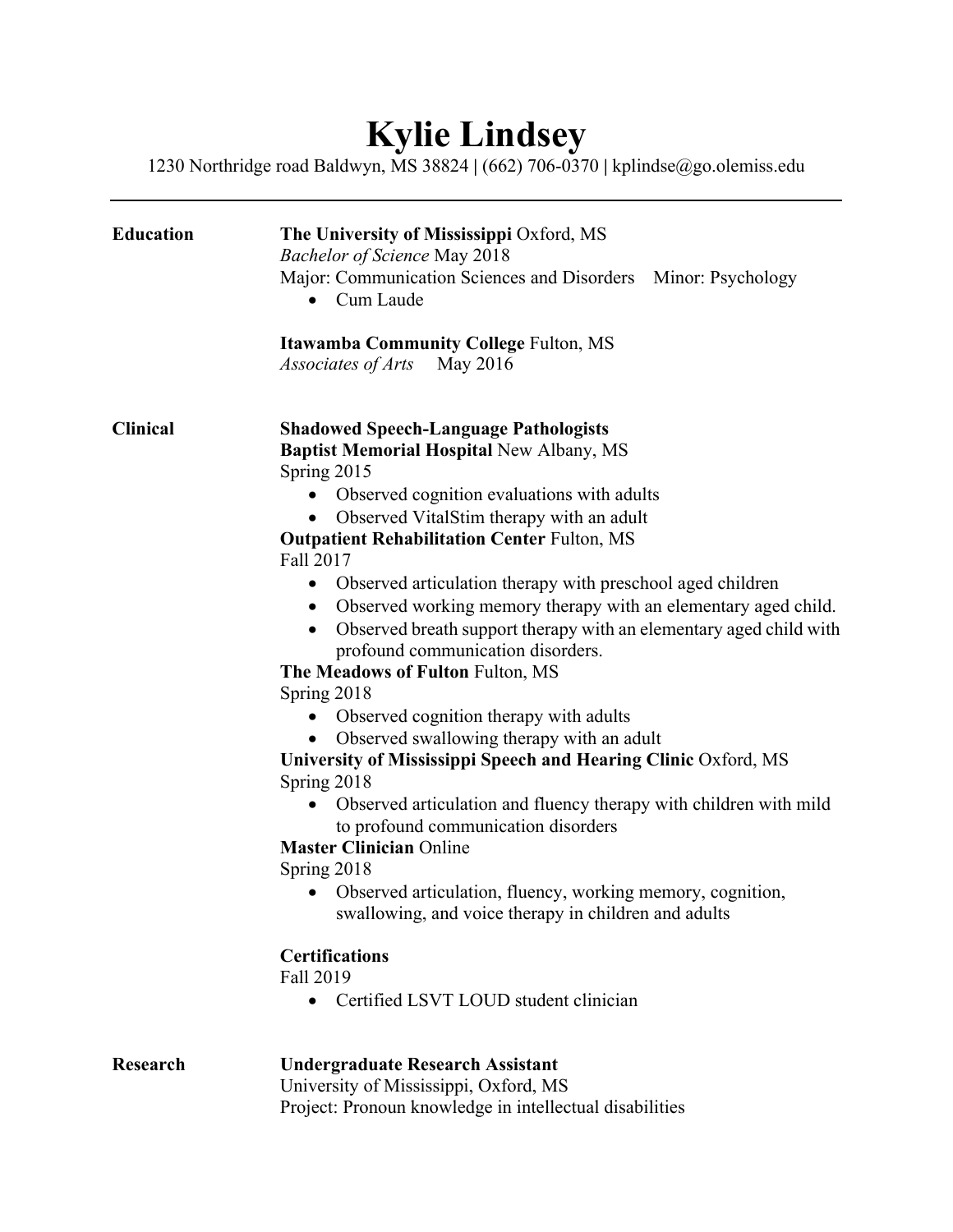# Kylie Lindsey

1230 Northridge road Baldwyn, MS 38824 **|** (662) 706-0370 **|** kplindse@go.olemiss.edu

---

## Education

**The University of Mississippi** Oxford, MS
*Bachelor of Science* May 2018
Major: Communication Sciences and Disorders    Minor: Psychology

- Cum Laude

**Itawamba Community College** Fulton, MS
*Associates of Arts*    May 2016

## Clinical

**Shadowed Speech-Language Pathologists**

**Baptist Memorial Hospital** New Albany, MS
Spring 2015

- Observed cognition evaluations with adults
- Observed VitalStim therapy with an adult

**Outpatient Rehabilitation Center** Fulton, MS
Fall 2017

- Observed articulation therapy with preschool aged children
- Observed working memory therapy with an elementary aged child.
- Observed breath support therapy with an elementary aged child with profound communication disorders.

**The Meadows of Fulton** Fulton, MS
Spring 2018

- Observed cognition therapy with adults
- Observed swallowing therapy with an adult

**University of Mississippi Speech and Hearing Clinic** Oxford, MS
Spring 2018

- Observed articulation and fluency therapy with children with mild to profound communication disorders

**Master Clinician** Online
Spring 2018

- Observed articulation, fluency, working memory, cognition, swallowing, and voice therapy in children and adults

**Certifications**
Fall 2019

- Certified LSVT LOUD student clinician

## Research

**Undergraduate Research Assistant**
University of Mississippi, Oxford, MS
Project: Pronoun knowledge in intellectual disabilities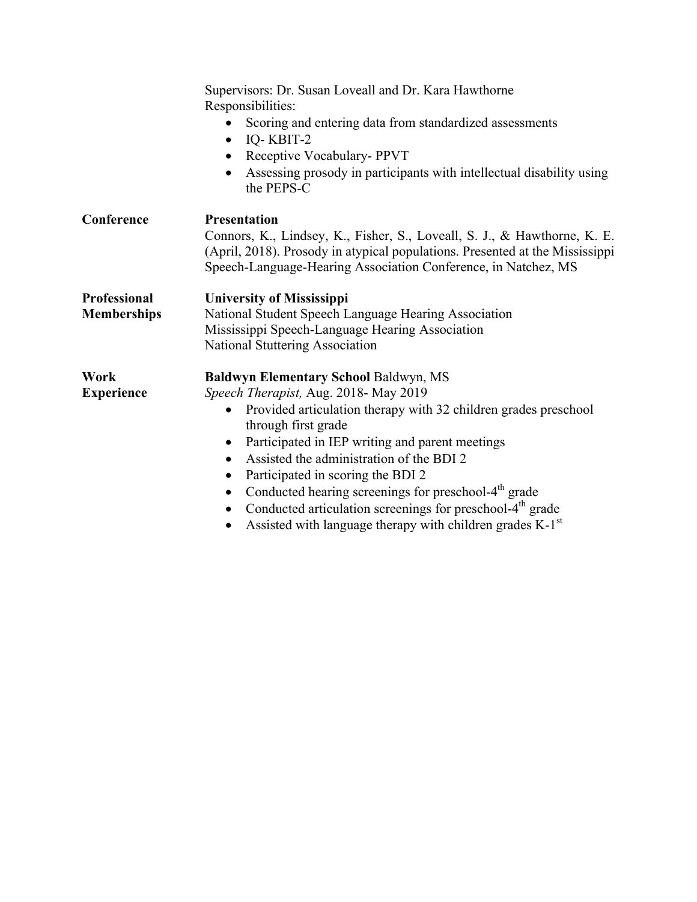Supervisors: Dr. Susan Loveall and Dr. Kara Hawthorne
Responsibilities:

- Scoring and entering data from standardized assessments
- IQ- KBIT-2
- Receptive Vocabulary- PPVT
- Assessing prosody in participants with intellectual disability using the PEPS-C

## Conference

**Presentation**
Connors, K., Lindsey, K., Fisher, S., Loveall, S. J., & Hawthorne, K. E. (April, 2018). Prosody in atypical populations. Presented at the Mississippi Speech-Language-Hearing Association Conference, in Natchez, MS

## Professional Memberships

**University of Mississippi**
National Student Speech Language Hearing Association
Mississippi Speech-Language Hearing Association
National Stuttering Association

## Work Experience

**Baldwyn Elementary School** Baldwyn, MS
*Speech Therapist,* Aug. 2018- May 2019

- Provided articulation therapy with 32 children grades preschool through first grade
- Participated in IEP writing and parent meetings
- Assisted the administration of the BDI 2
- Participated in scoring the BDI 2
- Conducted hearing screenings for preschool-4th grade
- Conducted articulation screenings for preschool-4th grade
- Assisted with language therapy with children grades K-1st